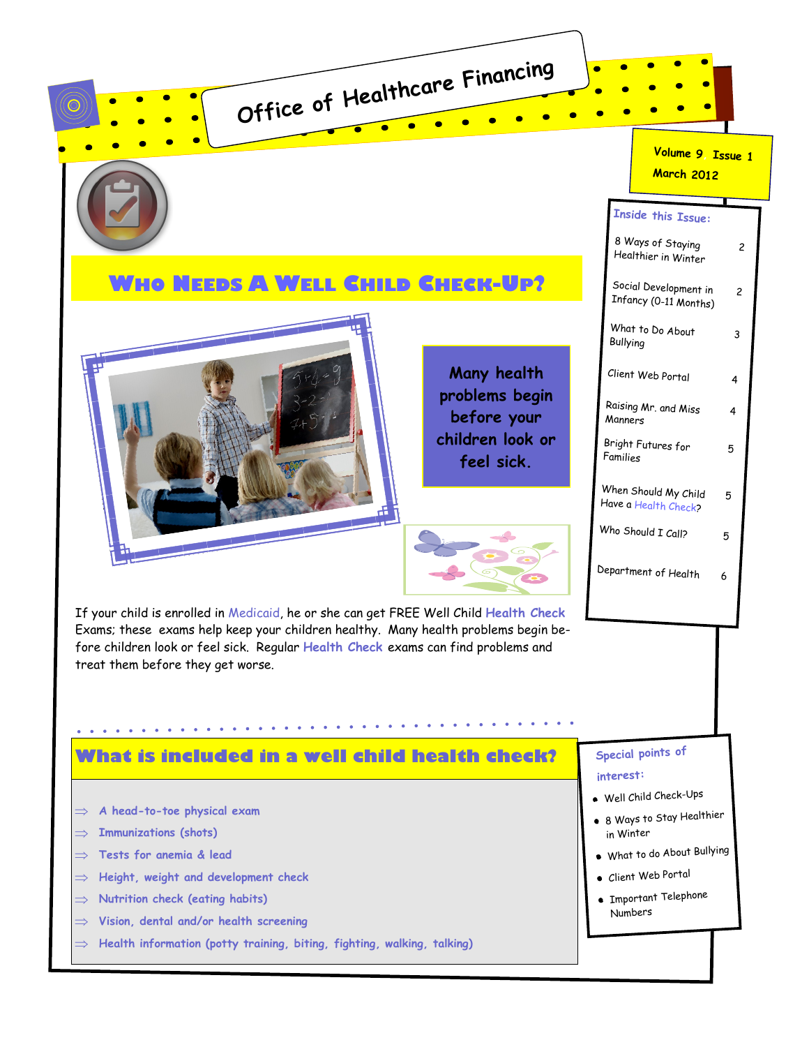# Office of Healthcare Financing

Volume 9, Issue 1
March 2012

## Who Needs A Well Child Check-Up?

**Many health problems begin before your children look or feel sick.**

If your child is enrolled in Medicaid, he or she can get FREE Well Child Health Check Exams; these exams help keep your children healthy. Many health problems begin before children look or feel sick. Regular Health Check exams can find problems and treat them before they get worse.

## What is included in a well child health check?

- A head-to-toe physical exam
- Immunizations (shots)
- Tests for anemia & lead
- Height, weight and development check
- Nutrition check (eating habits)
- Vision, dental and/or health screening
- Health information (potty training, biting, fighting, walking, talking)

### Inside this Issue:

| | |
|---|---|
| 8 Ways of Staying Healthier in Winter | 2 |
| Social Development in Infancy (0-11 Months) | 2 |
| What to Do About Bullying | 3 |
| Client Web Portal | 4 |
| Raising Mr. and Miss Manners | 4 |
| Bright Futures for Families | 5 |
| When Should My Child Have a Health Check? | 5 |
| Who Should I Call? | 5 |
| Department of Health | 6 |

### Special points of interest:

- Well Child Check-Ups
- 8 Ways to Stay Healthier in Winter
- What to do About Bullying
- Client Web Portal
- Important Telephone Numbers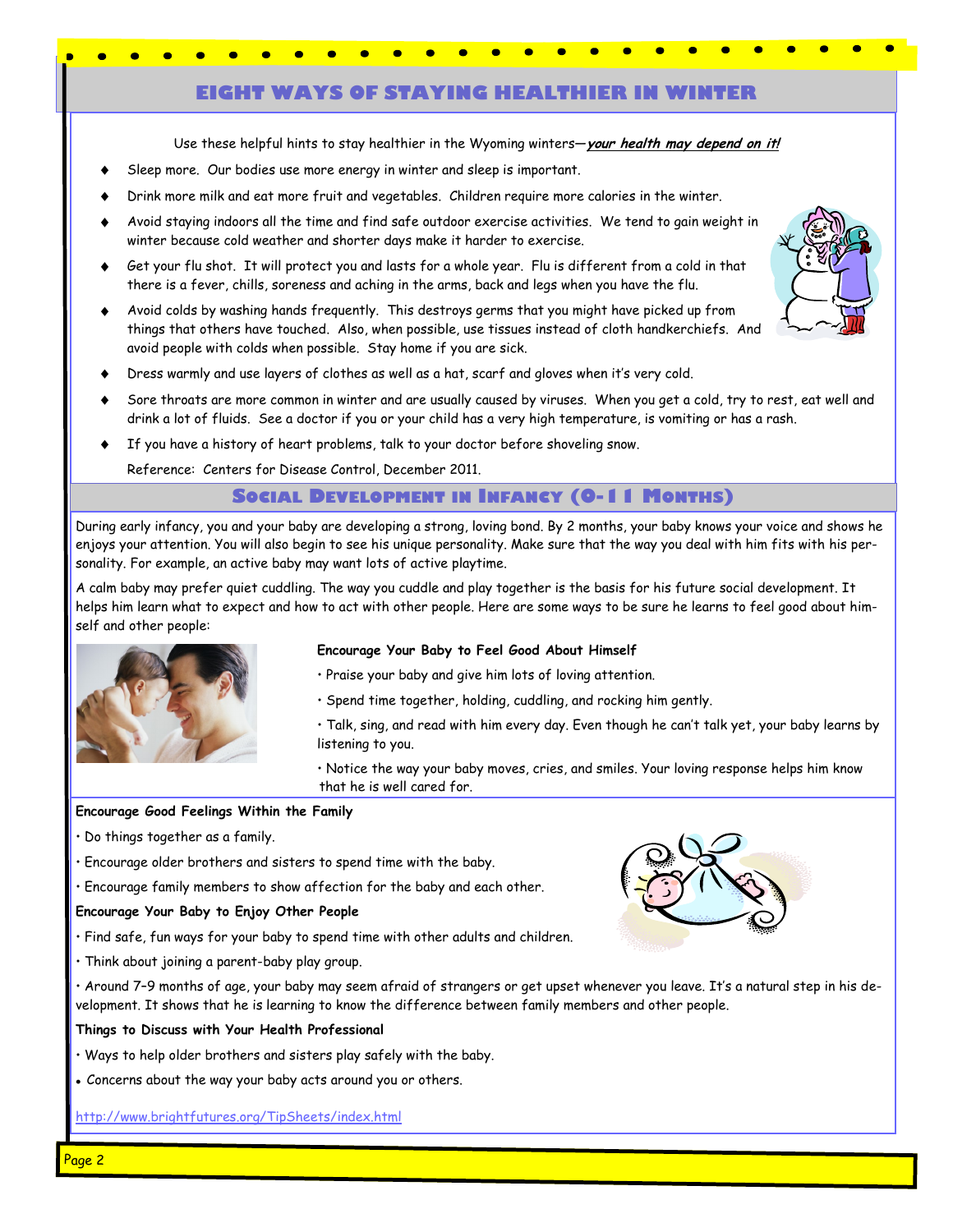## EIGHT WAYS OF STAYING HEALTHIER IN WINTER

Use these helpful hints to stay healthier in the Wyoming winters—***your health may depend on it!***

- Sleep more. Our bodies use more energy in winter and sleep is important.
- Drink more milk and eat more fruit and vegetables. Children require more calories in the winter.
- Avoid staying indoors all the time and find safe outdoor exercise activities. We tend to gain weight in winter because cold weather and shorter days make it harder to exercise.
- Get your flu shot. It will protect you and lasts for a whole year. Flu is different from a cold in that there is a fever, chills, soreness and aching in the arms, back and legs when you have the flu.
- Avoid colds by washing hands frequently. This destroys germs that you might have picked up from things that others have touched. Also, when possible, use tissues instead of cloth handkerchiefs. And avoid people with colds when possible. Stay home if you are sick.
- Dress warmly and use layers of clothes as well as a hat, scarf and gloves when it's very cold.
- Sore throats are more common in winter and are usually caused by viruses. When you get a cold, try to rest, eat well and drink a lot of fluids. See a doctor if you or your child has a very high temperature, is vomiting or has a rash.
- If you have a history of heart problems, talk to your doctor before shoveling snow.

Reference: Centers for Disease Control, December 2011.

## Social Development in Infancy (0-11 Months)

During early infancy, you and your baby are developing a strong, loving bond. By 2 months, your baby knows your voice and shows he enjoys your attention. You will also begin to see his unique personality. Make sure that the way you deal with him fits with his personality. For example, an active baby may want lots of active playtime.

A calm baby may prefer quiet cuddling. The way you cuddle and play together is the basis for his future social development. It helps him learn what to expect and how to act with other people. Here are some ways to be sure he learns to feel good about himself and other people:

**Encourage Your Baby to Feel Good About Himself**

- Praise your baby and give him lots of loving attention.
- Spend time together, holding, cuddling, and rocking him gently.
- Talk, sing, and read with him every day. Even though he can't talk yet, your baby learns by listening to you.
- Notice the way your baby moves, cries, and smiles. Your loving response helps him know that he is well cared for.

**Encourage Good Feelings Within the Family**

- Do things together as a family.
- Encourage older brothers and sisters to spend time with the baby.
- Encourage family members to show affection for the baby and each other.

**Encourage Your Baby to Enjoy Other People**

- Find safe, fun ways for your baby to spend time with other adults and children.
- Think about joining a parent-baby play group.
- Around 7–9 months of age, your baby may seem afraid of strangers or get upset whenever you leave. It's a natural step in his development. It shows that he is learning to know the difference between family members and other people.

**Things to Discuss with Your Health Professional**

- Ways to help older brothers and sisters play safely with the baby.
- Concerns about the way your baby acts around you or others.

http://www.brightfutures.org/TipSheets/index.html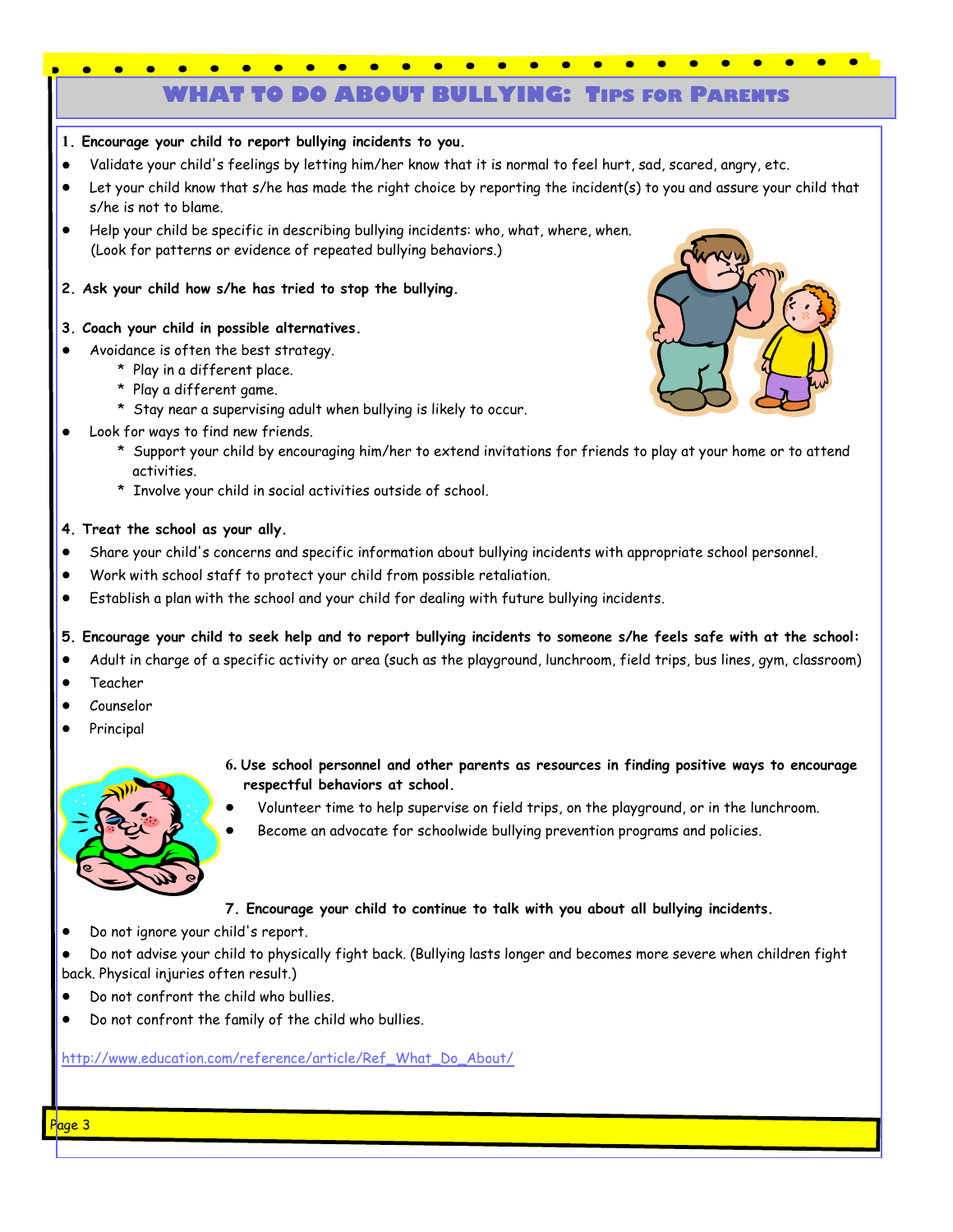# WHAT TO DO ABOUT BULLYING: TIPS FOR PARENTS

**1. Encourage your child to report bullying incidents to you.**

- Validate your child's feelings by letting him/her know that it is normal to feel hurt, sad, scared, angry, etc.
- Let your child know that s/he has made the right choice by reporting the incident(s) to you and assure your child that s/he is not to blame.
- Help your child be specific in describing bullying incidents: who, what, where, when. (Look for patterns or evidence of repeated bullying behaviors.)

**2. Ask your child how s/he has tried to stop the bullying.**

**3. Coach your child in possible alternatives.**

- Avoidance is often the best strategy.
  - \* Play in a different place.
  - \* Play a different game.
  - \* Stay near a supervising adult when bullying is likely to occur.
- Look for ways to find new friends.
  - \* Support your child by encouraging him/her to extend invitations for friends to play at your home or to attend activities.
  - \* Involve your child in social activities outside of school.

**4. Treat the school as your ally.**

- Share your child's concerns and specific information about bullying incidents with appropriate school personnel.
- Work with school staff to protect your child from possible retaliation.
- Establish a plan with the school and your child for dealing with future bullying incidents.

**5. Encourage your child to seek help and to report bullying incidents to someone s/he feels safe with at the school:**

- Adult in charge of a specific activity or area (such as the playground, lunchroom, field trips, bus lines, gym, classroom)
- Teacher
- Counselor
- Principal

**6. Use school personnel and other parents as resources in finding positive ways to encourage respectful behaviors at school.**

- Volunteer time to help supervise on field trips, on the playground, or in the lunchroom.
- Become an advocate for schoolwide bullying prevention programs and policies.

**7. Encourage your child to continue to talk with you about all bullying incidents.**

- Do not ignore your child's report.
- Do not advise your child to physically fight back. (Bullying lasts longer and becomes more severe when children fight back. Physical injuries often result.)
- Do not confront the child who bullies.
- Do not confront the family of the child who bullies.

http://www.education.com/reference/article/Ref_What_Do_About/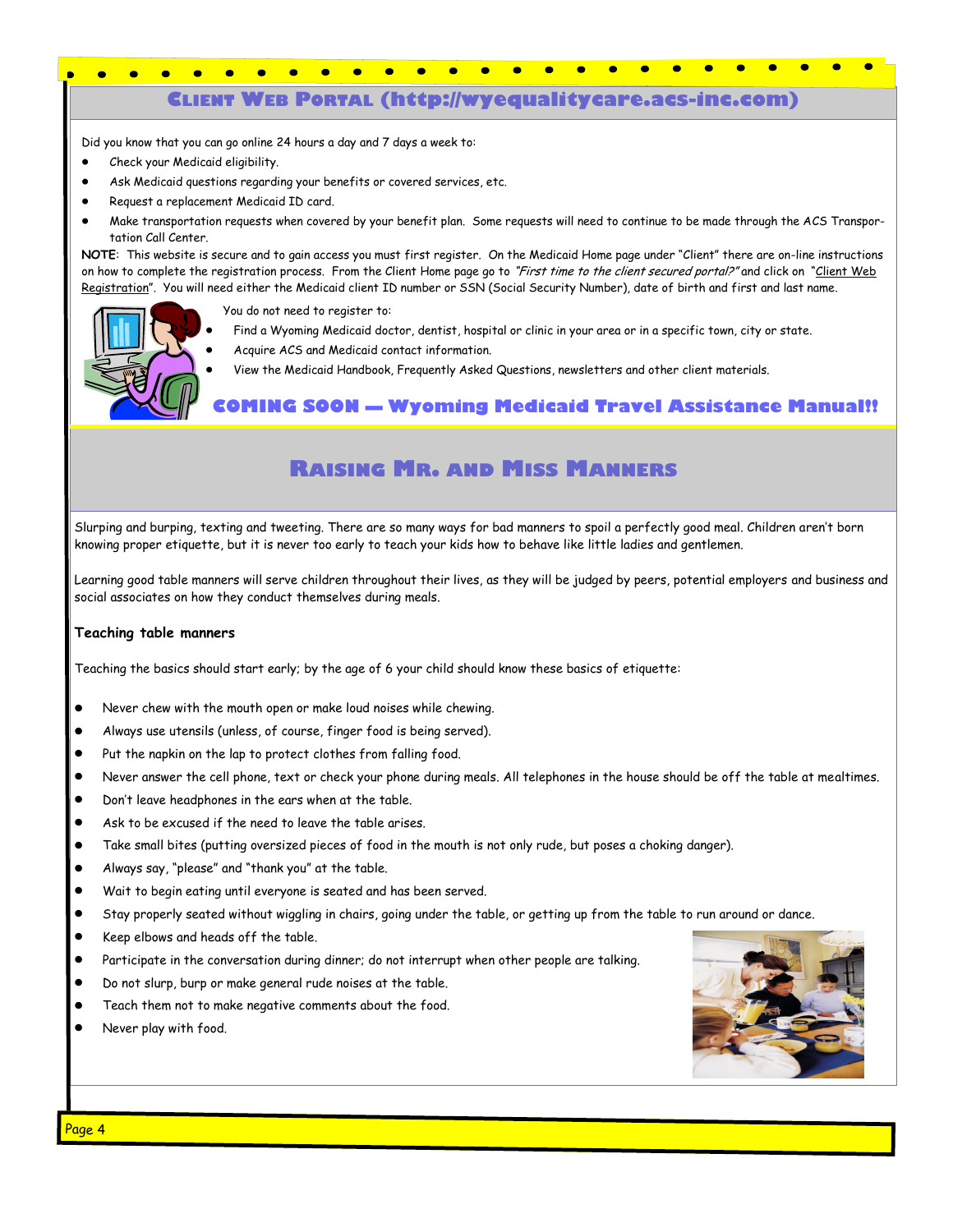## Client Web Portal (http://wyequalitycare.acs-inc.com)

Did you know that you can go online 24 hours a day and 7 days a week to:

- Check your Medicaid eligibility.
- Ask Medicaid questions regarding your benefits or covered services, etc.
- Request a replacement Medicaid ID card.
- Make transportation requests when covered by your benefit plan. Some requests will need to continue to be made through the ACS Transportation Call Center.

**NOTE**: This website is secure and to gain access you must first register. On the Medicaid Home page under "Client" there are on-line instructions on how to complete the registration process. From the Client Home page go to *"First time to the client secured portal?"* and click on "Client Web Registration". You will need either the Medicaid client ID number or SSN (Social Security Number), date of birth and first and last name.

You do not need to register to:

- Find a Wyoming Medicaid doctor, dentist, hospital or clinic in your area or in a specific town, city or state.
- Acquire ACS and Medicaid contact information.
- View the Medicaid Handbook, Frequently Asked Questions, newsletters and other client materials.

**COMING SOON — Wyoming Medicaid Travel Assistance Manual!!**

## Raising Mr. and Miss Manners

Slurping and burping, texting and tweeting. There are so many ways for bad manners to spoil a perfectly good meal. Children aren't born knowing proper etiquette, but it is never too early to teach your kids how to behave like little ladies and gentlemen.

Learning good table manners will serve children throughout their lives, as they will be judged by peers, potential employers and business and social associates on how they conduct themselves during meals.

### Teaching table manners

Teaching the basics should start early; by the age of 6 your child should know these basics of etiquette:

- Never chew with the mouth open or make loud noises while chewing.
- Always use utensils (unless, of course, finger food is being served).
- Put the napkin on the lap to protect clothes from falling food.
- Never answer the cell phone, text or check your phone during meals. All telephones in the house should be off the table at mealtimes.
- Don't leave headphones in the ears when at the table.
- Ask to be excused if the need to leave the table arises.
- Take small bites (putting oversized pieces of food in the mouth is not only rude, but poses a choking danger).
- Always say, "please" and "thank you" at the table.
- Wait to begin eating until everyone is seated and has been served.
- Stay properly seated without wiggling in chairs, going under the table, or getting up from the table to run around or dance.
- Keep elbows and heads off the table.
- Participate in the conversation during dinner; do not interrupt when other people are talking.
- Do not slurp, burp or make general rude noises at the table.
- Teach them not to make negative comments about the food.
- Never play with food.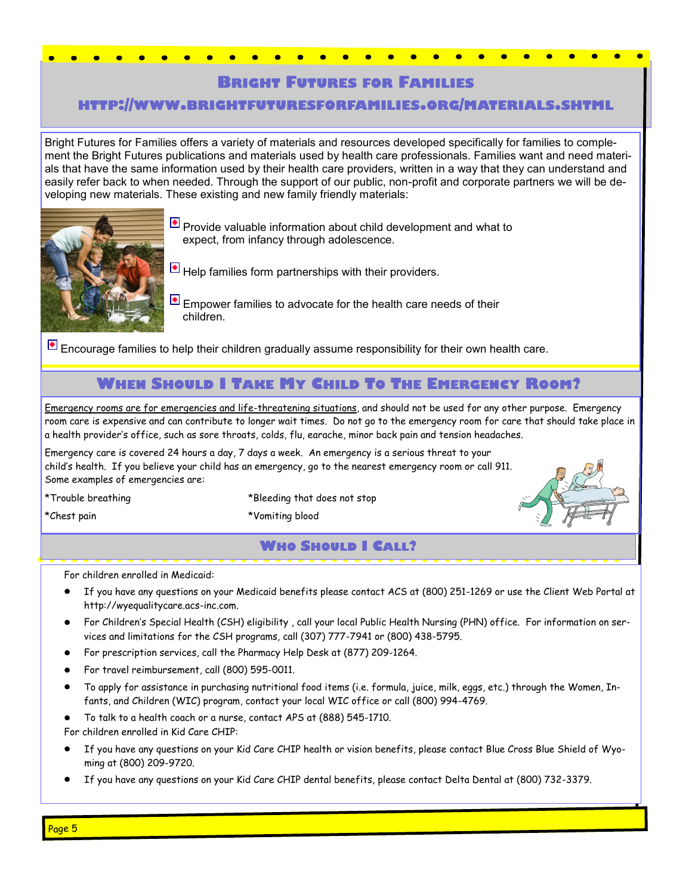## Bright Futures for Families

### http://www.brightfuturesforfamilies.org/materials.shtml

Bright Futures for Families offers a variety of materials and resources developed specifically for families to complement the Bright Futures publications and materials used by health care professionals. Families want and need materials that have the same information used by their health care providers, written in a way that they can understand and easily refer back to when needed. Through the support of our public, non-profit and corporate partners we will be developing new materials. These existing and new family friendly materials:

- Provide valuable information about child development and what to expect, from infancy through adolescence.
- Help families form partnerships with their providers.
- Empower families to advocate for the health care needs of their children.
- Encourage families to help their children gradually assume responsibility for their own health care.

## When Should I Take My Child To The Emergency Room?

Emergency rooms are for emergencies and life-threatening situations, and should not be used for any other purpose. Emergency room care is expensive and can contribute to longer wait times. Do not go to the emergency room for care that should take place in a health provider's office, such as sore throats, colds, flu, earache, minor back pain and tension headaches.

Emergency care is covered 24 hours a day, 7 days a week. An emergency is a serious threat to your child's health. If you believe your child has an emergency, go to the nearest emergency room or call 911. Some examples of emergencies are:

*Trouble breathing

*Chest pain

*Bleeding that does not stop

*Vomiting blood

## Who Should I Call?

For children enrolled in Medicaid:

- If you have any questions on your Medicaid benefits please contact ACS at (800) 251-1269 or use the Client Web Portal at http://wyequalitycare.acs-inc.com.
- For Children's Special Health (CSH) eligibility , call your local Public Health Nursing (PHN) office. For information on services and limitations for the CSH programs, call (307) 777-7941 or (800) 438-5795.
- For prescription services, call the Pharmacy Help Desk at (877) 209-1264.
- For travel reimbursement, call (800) 595-0011.
- To apply for assistance in purchasing nutritional food items (i.e. formula, juice, milk, eggs, etc.) through the Women, Infants, and Children (WIC) program, contact your local WIC office or call (800) 994-4769.
- To talk to a health coach or a nurse, contact APS at (888) 545-1710.

For children enrolled in Kid Care CHIP:

- If you have any questions on your Kid Care CHIP health or vision benefits, please contact Blue Cross Blue Shield of Wyoming at (800) 209-9720.
- If you have any questions on your Kid Care CHIP dental benefits, please contact Delta Dental at (800) 732-3379.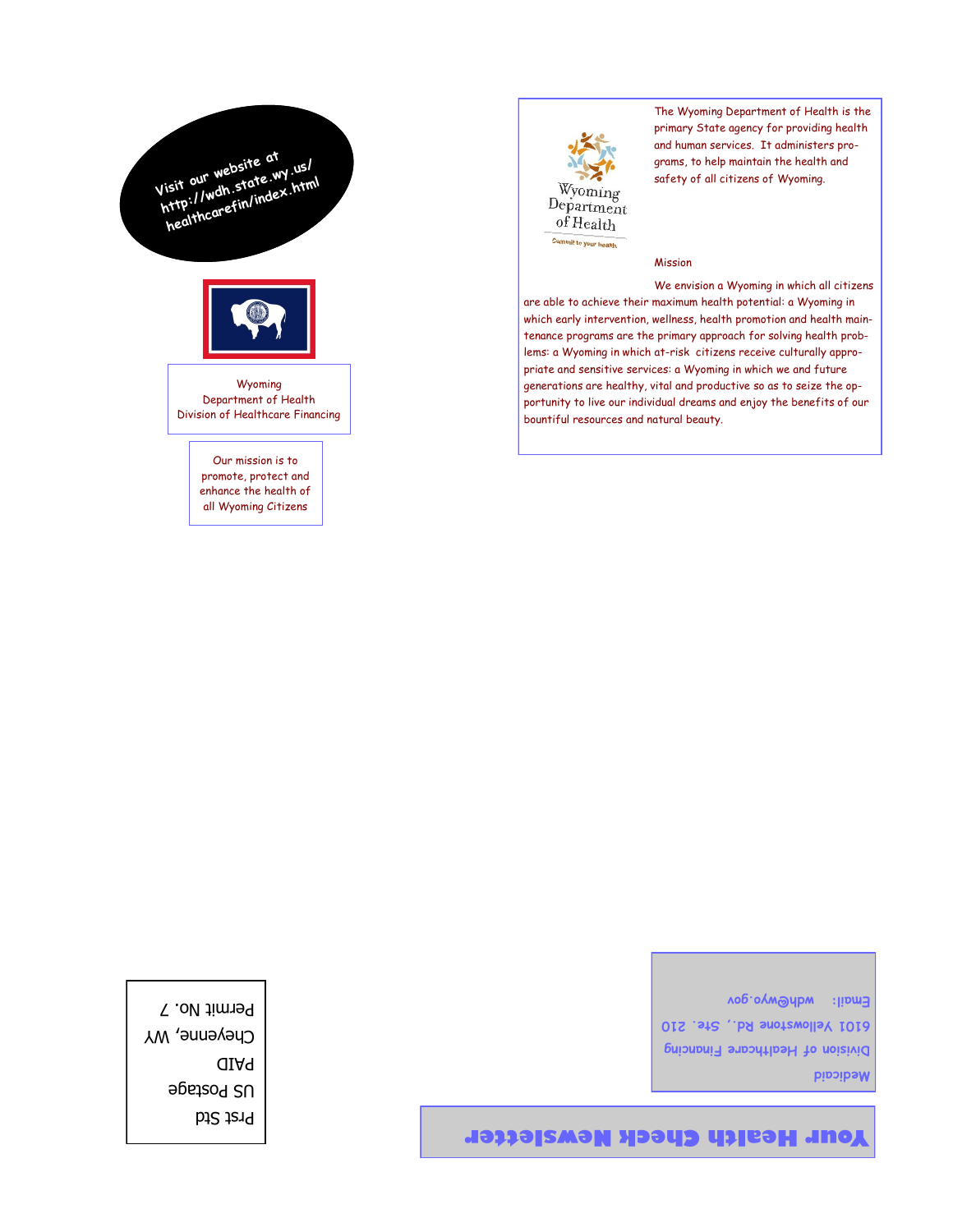Visit our website at http://wdh.state.wy.us/healthcarefin/index.html

Wyoming
Department of Health
Division of Healthcare Financing

Our mission is to promote, protect and enhance the health of all Wyoming Citizens

Wyoming Department of Health

Commit to your health

The Wyoming Department of Health is the primary State agency for providing health and human services. It administers programs, to help maintain the health and safety of all citizens of Wyoming.

Mission

We envision a Wyoming in which all citizens are able to achieve their maximum health potential: a Wyoming in which early intervention, wellness, health promotion and health maintenance programs are the primary approach for solving health problems: a Wyoming in which at-risk citizens receive culturally appropriate and sensitive services: a Wyoming in which we and future generations are healthy, vital and productive so as to seize the opportunity to live our individual dreams and enjoy the benefits of our bountiful resources and natural beauty.

Prst Std
US Postage
PAID
Cheyenne, WY
Permit No. 7

**Medicaid**
Division of Healthcare Financing
6101 Yellowstone Rd., Ste. 210
Email: wdh@wyo.gov

**Your Health Check Newsletter**